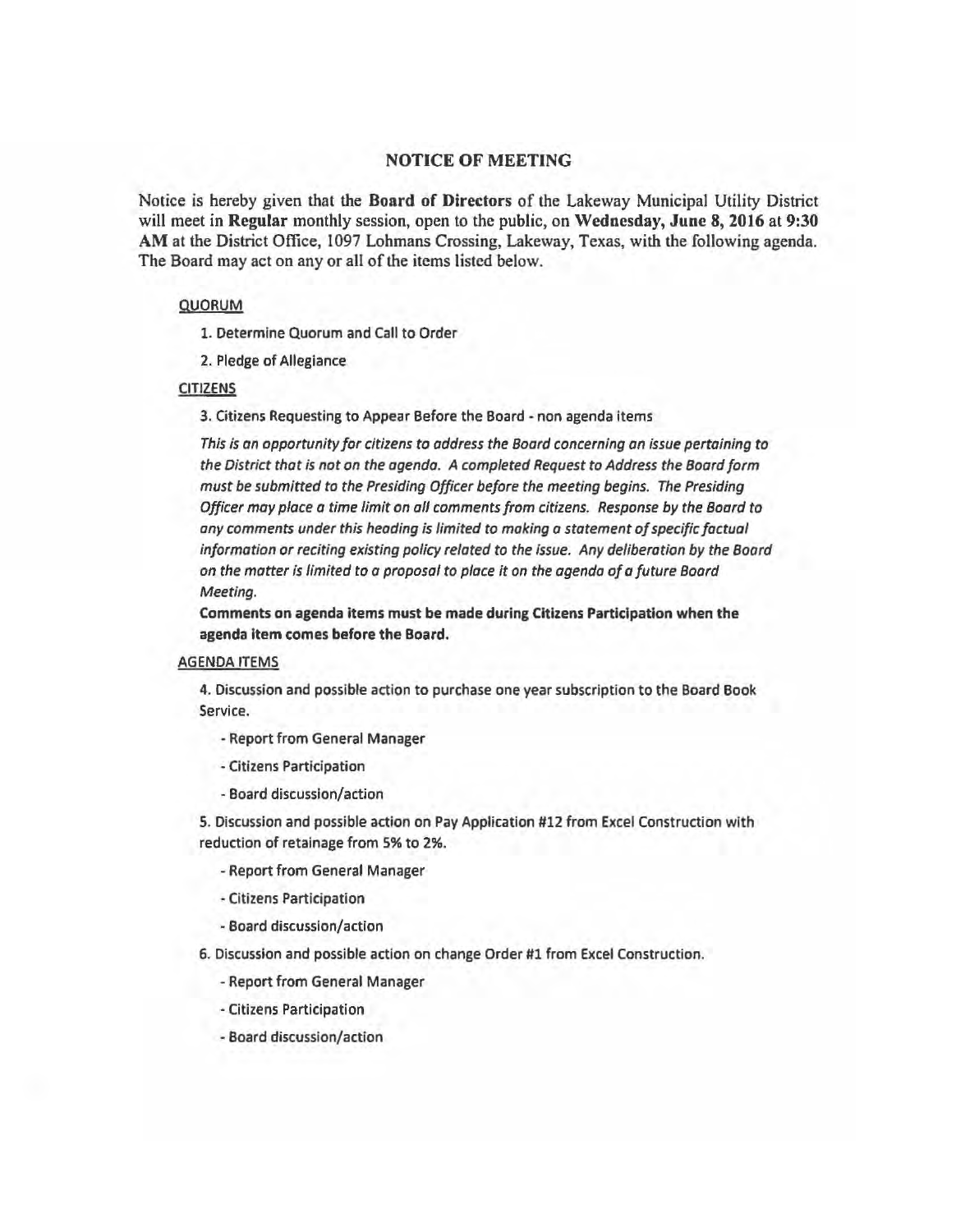# NOTICE OF MEETING

Notice is hereby given that the **Board of Directors** of the Lakeway Municipal Utility District will meet in **Regular** monthly session, open to the public, on **Wednesday, June 8, 2016** at **9:30 AM** at the District Office, 1097 Lohmans Crossing, Lakeway, Texas, with the following agenda. The Board may act on any or all of the items listed below.

## QUORUM

1. Determine Quorum and Call to Order
2. Pledge of Allegiance

## CITIZENS

3. Citizens Requesting to Appear Before the Board - non agenda items

*This is an opportunity for citizens to address the Board concerning an issue pertaining to the District that is not on the agenda. A completed Request to Address the Board form must be submitted to the Presiding Officer before the meeting begins. The Presiding Officer may place a time limit on all comments from citizens. Response by the Board to any comments under this heading is limited to making a statement of specific factual information or reciting existing policy related to the issue. Any deliberation by the Board on the matter is limited to a proposal to place it on the agenda of a future Board Meeting.*

**Comments on agenda items must be made during Citizens Participation when the agenda item comes before the Board.**

## AGENDA ITEMS

4. Discussion and possible action to purchase one year subscription to the Board Book Service.
   - Report from General Manager
   - Citizens Participation
   - Board discussion/action

5. Discussion and possible action on Pay Application #12 from Excel Construction with reduction of retainage from 5% to 2%.
   - Report from General Manager
   - Citizens Participation
   - Board discussion/action

6. Discussion and possible action on change Order #1 from Excel Construction.
   - Report from General Manager
   - Citizens Participation
   - Board discussion/action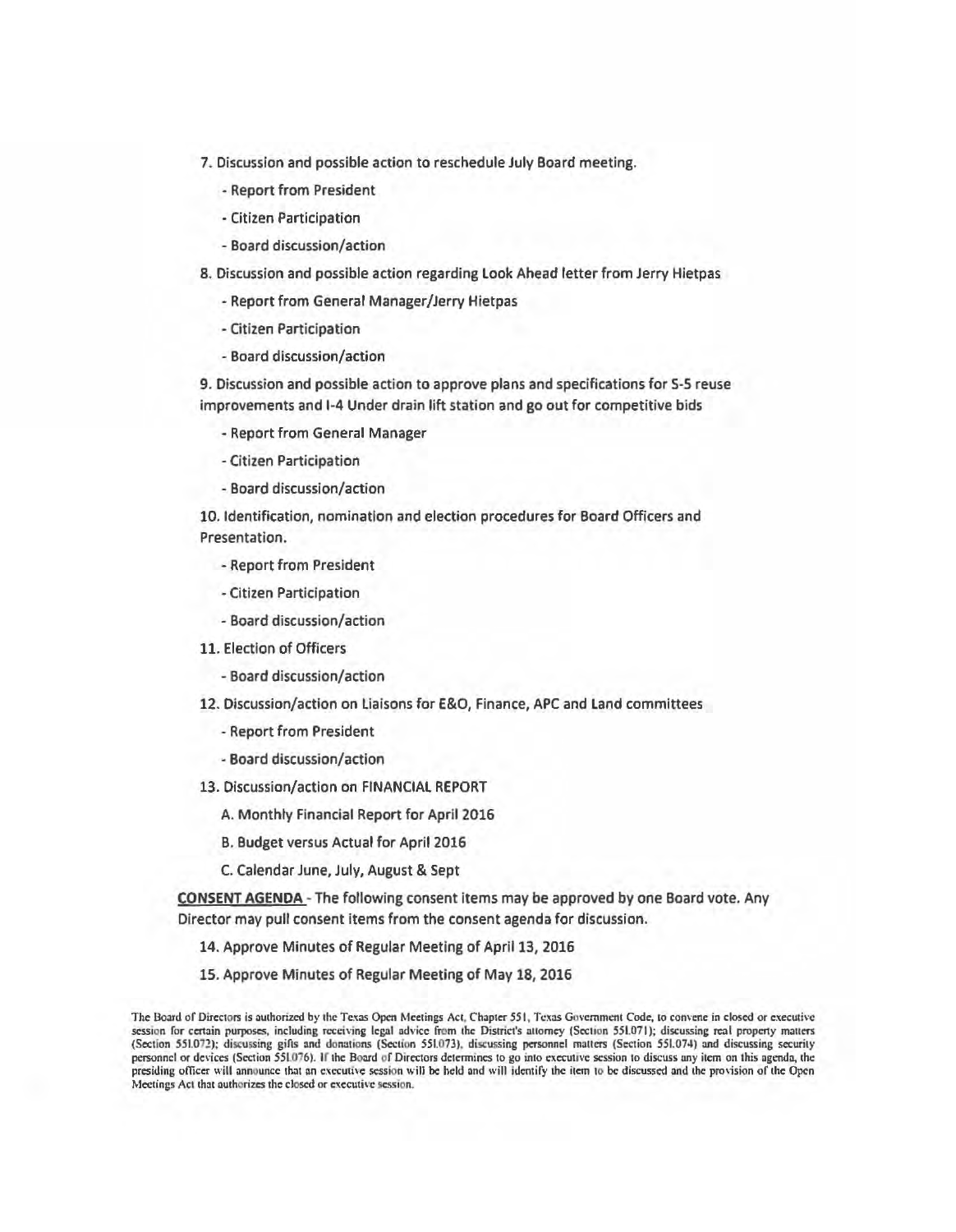7. Discussion and possible action to reschedule July Board meeting.

   - Report from President
   - Citizen Participation
   - Board discussion/action

8. Discussion and possible action regarding Look Ahead letter from Jerry Hietpas

   - Report from General Manager/Jerry Hietpas
   - Citizen Participation
   - Board discussion/action

9. Discussion and possible action to approve plans and specifications for S-5 reuse improvements and I-4 Under drain lift station and go out for competitive bids

   - Report from General Manager
   - Citizen Participation
   - Board discussion/action

10. Identification, nomination and election procedures for Board Officers and Presentation.

   - Report from President
   - Citizen Participation
   - Board discussion/action

11. Election of Officers

   - Board discussion/action

12. Discussion/action on Liaisons for E&O, Finance, APC and Land committees

   - Report from President
   - Board discussion/action

13. Discussion/action on FINANCIAL REPORT

   A. Monthly Financial Report for April 2016

   B. Budget versus Actual for April 2016

   C. Calendar June, July, August & Sept

**CONSENT AGENDA** - The following consent items may be approved by one Board vote. Any Director may pull consent items from the consent agenda for discussion.

14. Approve Minutes of Regular Meeting of April 13, 2016

15. Approve Minutes of Regular Meeting of May 18, 2016

The Board of Directors is authorized by the Texas Open Meetings Act, Chapter 551, Texas Government Code, to convene in closed or executive session for certain purposes, including receiving legal advice from the District's attorney (Section 551.071); discussing real property matters (Section 551.072); discussing gifts and donations (Section 551.073), discussing personnel matters (Section 551.074) and discussing security personnel or devices (Section 551.076). If the Board of Directors determines to go into executive session to discuss any item on this agenda, the presiding officer will announce that an executive session will be held and will identify the item to be discussed and the provision of the Open Meetings Act that authorizes the closed or executive session.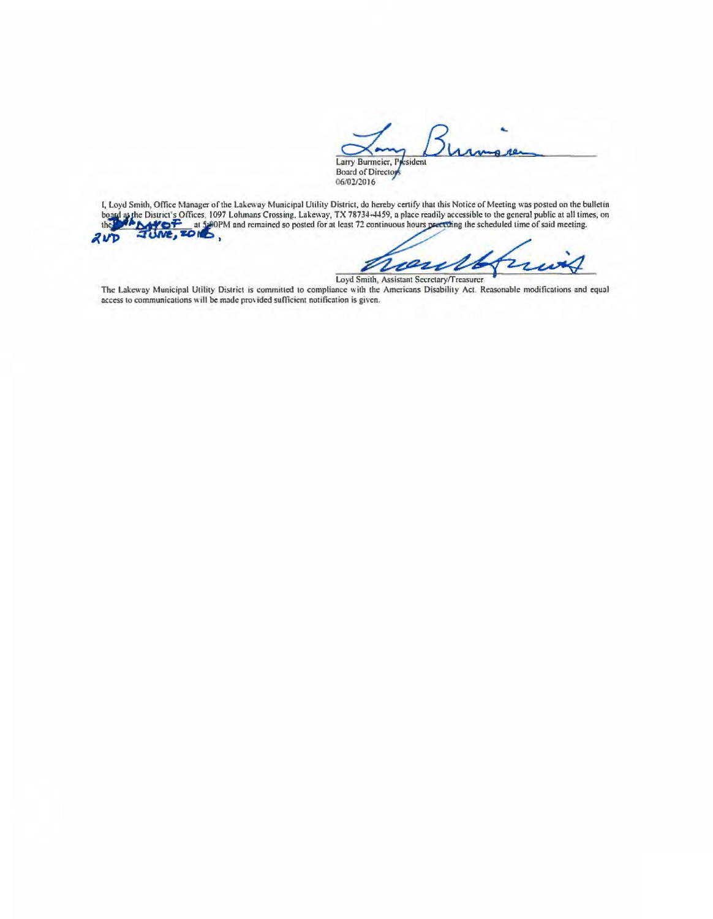Larry Burmeier, President
Board of Directors
06/02/2016

I, Loyd Smith, Office Manager of the Lakeway Municipal Utility District, do hereby certify that this Notice of Meeting was posted on the bulletin board at the District's Offices, 1097 Lohmans Crossing, Lakeway, TX 78734-4459, a place readily accessible to the general public at all times, on the 2ND DAY OF JUNE, 2016, at 5:00PM and remained so posted for at least 72 continuous hours preceding the scheduled time of said meeting.

Loyd Smith, Assistant Secretary/Treasurer

The Lakeway Municipal Utility District is committed to compliance with the Americans Disability Act. Reasonable modifications and equal access to communications will be made provided sufficient notification is given.